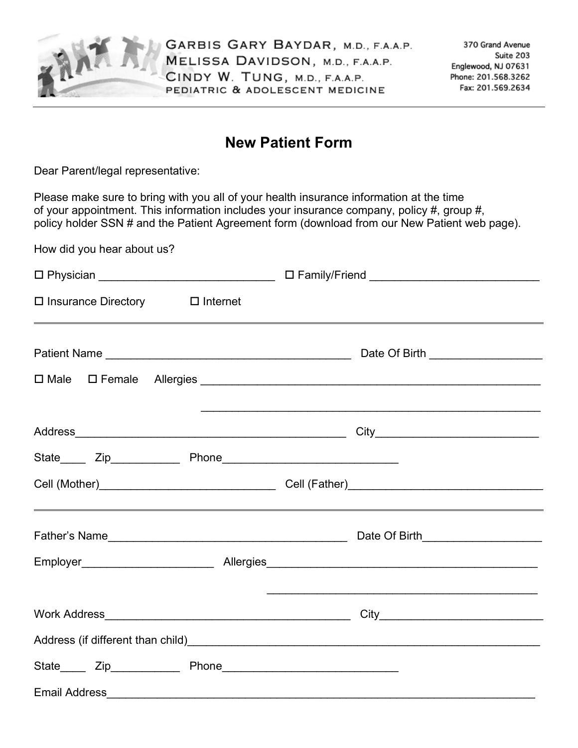GARBIS GARY BAYDAR, M.D., F.A.A.P.
MELISSA DAVIDSON, M.D., F.A.A.P.
CINDY W. TUNG, M.D., F.A.A.P.
PEDIATRIC & ADOLESCENT MEDICINE

370 Grand Avenue
Suite 203
Englewood, NJ 07631
Phone: 201.568.3262
Fax: 201.569.2634

---

# New Patient Form

Dear Parent/legal representative:

Please make sure to bring with you all of your health insurance information at the time of your appointment. This information includes your insurance company, policy #, group #, policy holder SSN # and the Patient Agreement form (download from our New Patient web page).

How did you hear about us?

☐ Physician ____________________________ ☐ Family/Friend ___________________________

☐ Insurance Directory ☐ Internet

---

Patient Name _______________________________________ Date Of Birth __________________

☐ Male ☐ Female Allergies ________________________________________________________

_______________________________________________________

Address____________________________________________ City__________________________

State____ Zip___________ Phone____________________________

Cell (Mother)____________________________ Cell (Father)________________________________

---

Father's Name______________________________________ Date Of Birth___________________

Employer_____________________ Allergies_____________________________________________

_____________________________________________

Work Address_______________________________________ City__________________________

Address (if different than child)_________________________________________________________

State____ Zip___________ Phone____________________________

Email Address_____________________________________________________________________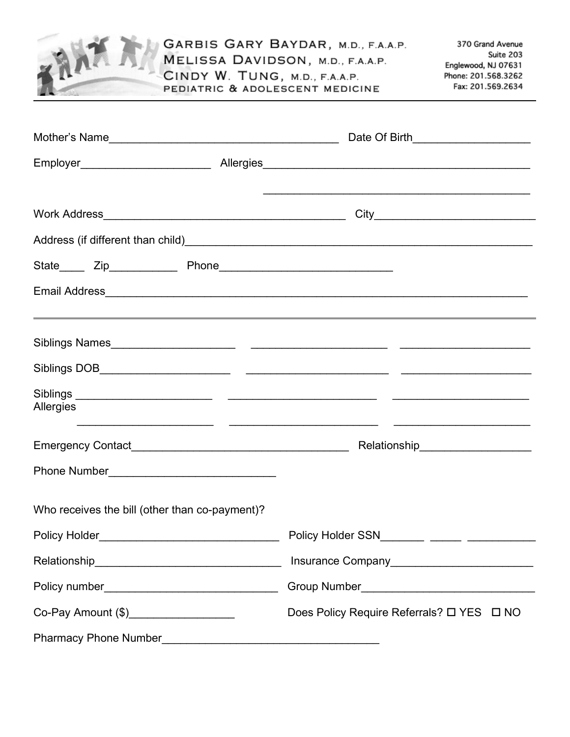GARBIS GARY BAYDAR, M.D., F.A.A.P.
MELISSA DAVIDSON, M.D., F.A.A.P.
CINDY W. TUNG, M.D., F.A.A.P.
PEDIATRIC & ADOLESCENT MEDICINE

370 Grand Avenue
Suite 203
Englewood, NJ 07631
Phone: 201.568.3262
Fax: 201.569.2634

---

Mother's Name_____________________________________ Date Of Birth__________________

Employer____________________ Allergies_____________________________________________

_____________________________________________

Work Address_______________________________________ City__________________________

Address (if different than child)__________________________________________________________

State____ Zip___________ Phone____________________________

Email Address____________________________________________________________________

---

Siblings Names____________________ ______________________ _____________________

Siblings DOB_____________________ _______________________ _____________________

Siblings Allergies ______________________ ________________________ ______________________

______________________ ________________________ ______________________

Emergency Contact___________________________________ Relationship_________________

Phone Number___________________________

Who receives the bill (other than co-payment)?

Policy Holder_____________________________ Policy Holder SSN_______ _____ ___________

Relationship______________________________ Insurance Company_______________________

Policy number____________________________ Group Number____________________________

Co-Pay Amount ($)_________________ Does Policy Require Referrals? ☐ YES ☐ NO

Pharmacy Phone Number___________________________________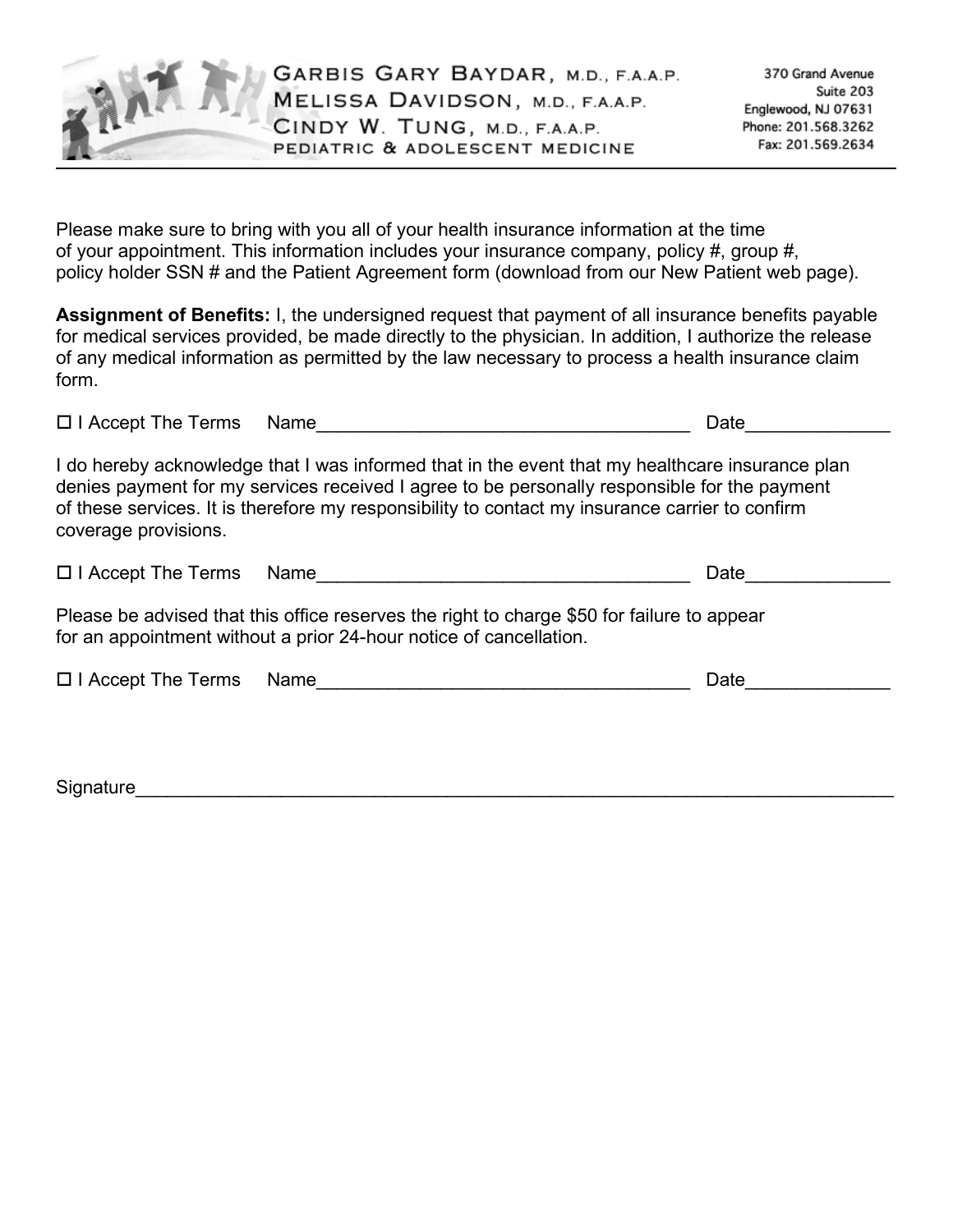GARBIS GARY BAYDAR, M.D., F.A.A.P.
MELISSA DAVIDSON, M.D., F.A.A.P.
CINDY W. TUNG, M.D., F.A.A.P.
PEDIATRIC & ADOLESCENT MEDICINE

370 Grand Avenue
Suite 203
Englewood, NJ 07631
Phone: 201.568.3262
Fax: 201.569.2634

Please make sure to bring with you all of your health insurance information at the time of your appointment. This information includes your insurance company, policy #, group #, policy holder SSN # and the Patient Agreement form (download from our New Patient web page).

**Assignment of Benefits:** I, the undersigned request that payment of all insurance benefits payable for medical services provided, be made directly to the physician. In addition, I authorize the release of any medical information as permitted by the law necessary to process a health insurance claim form.

☐ I Accept The Terms  Name____________________________________  Date______________

I do hereby acknowledge that I was informed that in the event that my healthcare insurance plan denies payment for my services received I agree to be personally responsible for the payment of these services. It is therefore my responsibility to contact my insurance carrier to confirm coverage provisions.

☐ I Accept The Terms  Name____________________________________  Date______________

Please be advised that this office reserves the right to charge $50 for failure to appear for an appointment without a prior 24-hour notice of cancellation.

☐ I Accept The Terms  Name____________________________________  Date______________

Signature______________________________________________________________________________